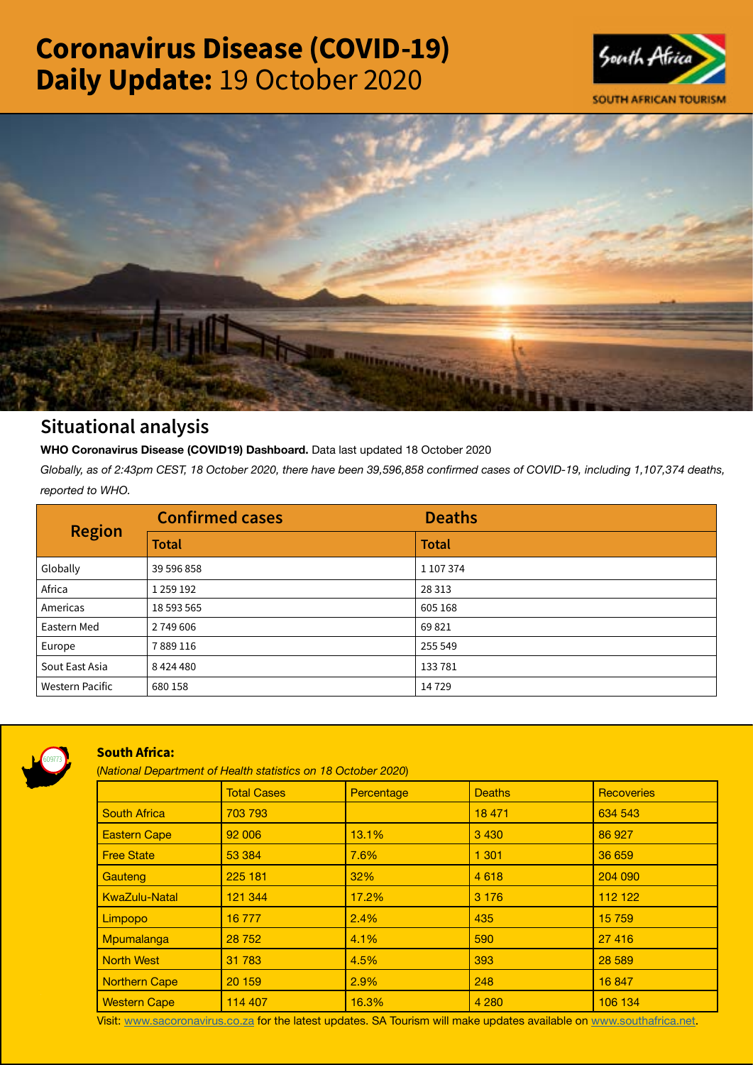# Coronavirus Disease (COVID-19) Daily Update: 19 October 2020

SOUTH AFRICAN TOURISM

## Situational analysis

**WHO Coronavirus Disease (COVID19) Dashboard.** Data last updated 18 October 2020

*Globally, as of 2:43pm CEST, 18 October 2020, there have been 39,596,858 confirmed cases of COVID-19, including 1,107,374 deaths, reported to WHO.*

| Region | Confirmed cases | Deaths |
|---|---|---|
| | Total | Total |
| Globally | 39 596 858 | 1 107 374 |
| Africa | 1 259 192 | 28 313 |
| Americas | 18 593 565 | 605 168 |
| Eastern Med | 2 749 606 | 69 821 |
| Europe | 7 889 116 | 255 549 |
| Sout East Asia | 8 424 480 | 133 781 |
| Western Pacific | 680 158 | 14 729 |

### South Africa:

(*National Department of Health statistics on 18 October 2020*)

| | Total Cases | Percentage | Deaths | Recoveries |
|---|---|---|---|---|
| South Africa | 703 793 | | 18 471 | 634 543 |
| Eastern Cape | 92 006 | 13.1% | 3 430 | 86 927 |
| Free State | 53 384 | 7.6% | 1 301 | 36 659 |
| Gauteng | 225 181 | 32% | 4 618 | 204 090 |
| KwaZulu-Natal | 121 344 | 17.2% | 3 176 | 112 122 |
| Limpopo | 16 777 | 2.4% | 435 | 15 759 |
| Mpumalanga | 28 752 | 4.1% | 590 | 27 416 |
| North West | 31 783 | 4.5% | 393 | 28 589 |
| Northern Cape | 20 159 | 2.9% | 248 | 16 847 |
| Western Cape | 114 407 | 16.3% | 4 280 | 106 134 |

Visit: www.sacoronavirus.co.za for the latest updates. SA Tourism will make updates available on www.southafrica.net.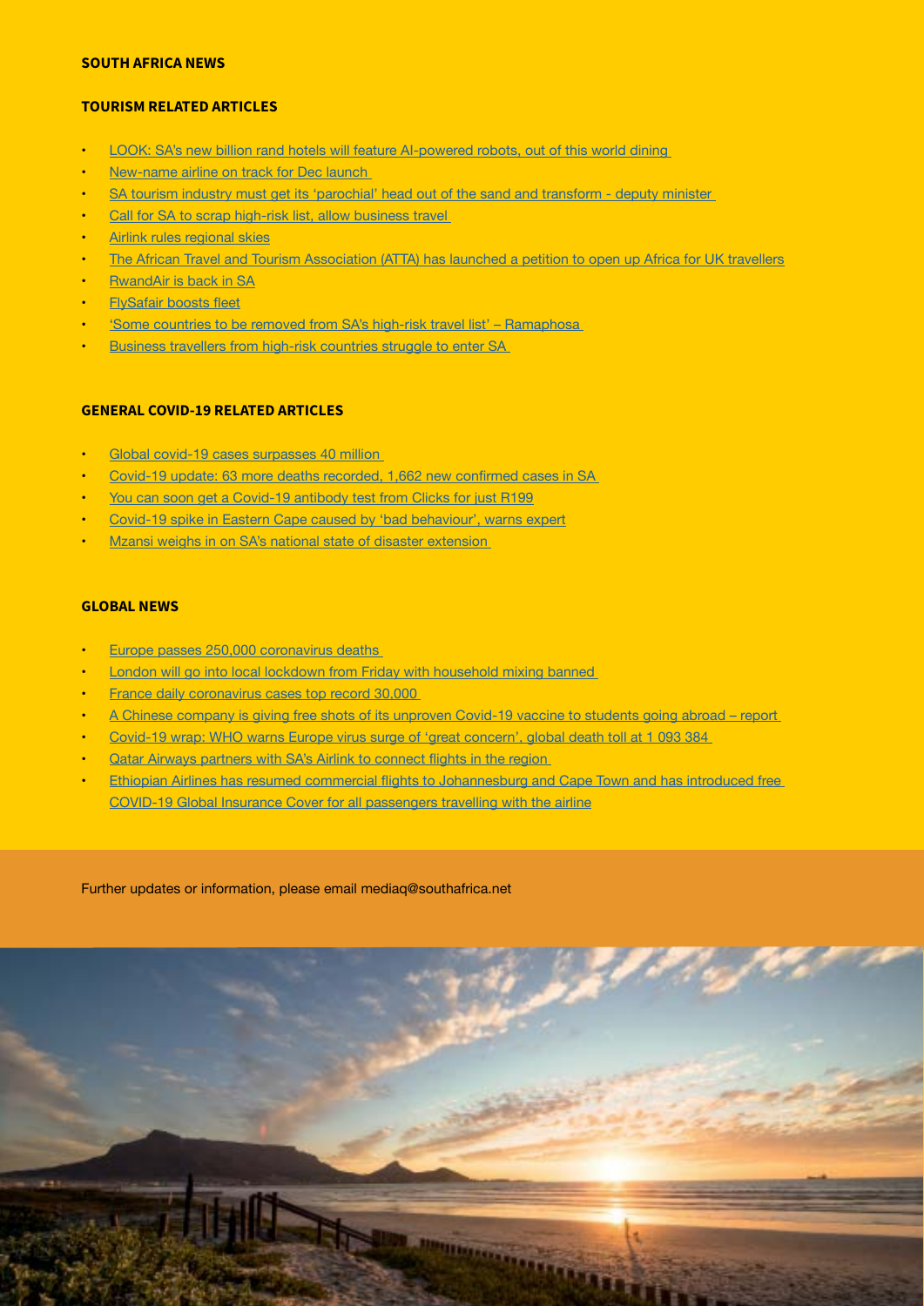**SOUTH AFRICA NEWS**

**TOURISM RELATED ARTICLES**

- LOOK: SA's new billion rand hotels will feature AI-powered robots, out of this world dining
- New-name airline on track for Dec launch
- SA tourism industry must get its 'parochial' head out of the sand and transform - deputy minister
- Call for SA to scrap high-risk list, allow business travel
- Airlink rules regional skies
- The African Travel and Tourism Association (ATTA) has launched a petition to open up Africa for UK travellers
- RwandAir is back in SA
- FlySafair boosts fleet
- 'Some countries to be removed from SA's high-risk travel list' – Ramaphosa
- Business travellers from high-risk countries struggle to enter SA

**GENERAL COVID-19 RELATED ARTICLES**

- Global covid-19 cases surpasses 40 million
- Covid-19 update: 63 more deaths recorded, 1,662 new confirmed cases in SA
- You can soon get a Covid-19 antibody test from Clicks for just R199
- Covid-19 spike in Eastern Cape caused by 'bad behaviour', warns expert
- Mzansi weighs in on SA's national state of disaster extension

**GLOBAL NEWS**

- Europe passes 250,000 coronavirus deaths
- London will go into local lockdown from Friday with household mixing banned
- France daily coronavirus cases top record 30,000
- A Chinese company is giving free shots of its unproven Covid-19 vaccine to students going abroad – report
- Covid-19 wrap: WHO warns Europe virus surge of 'great concern', global death toll at 1 093 384
- Qatar Airways partners with SA's Airlink to connect flights in the region
- Ethiopian Airlines has resumed commercial flights to Johannesburg and Cape Town and has introduced free COVID-19 Global Insurance Cover for all passengers travelling with the airline

Further updates or information, please email mediaq@southafrica.net